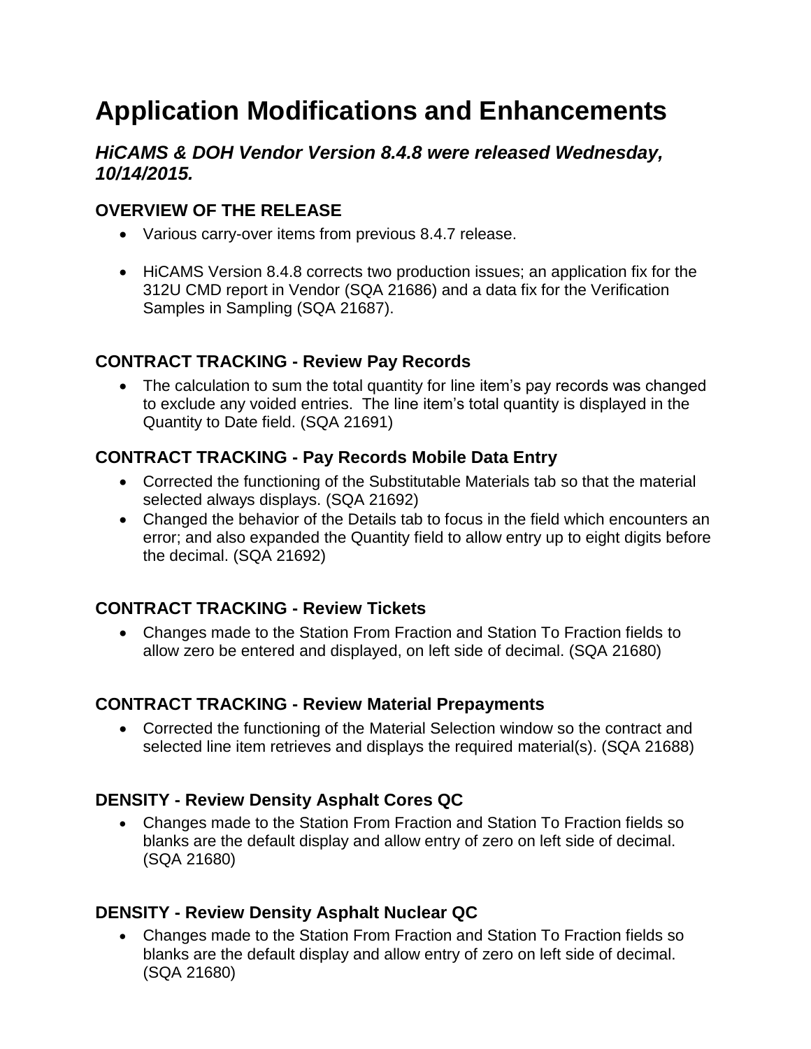# Application Modifications and Enhancements

### *HiCAMS & DOH Vendor Version 8.4.8 were released Wednesday, 10/14/2015.*

### OVERVIEW OF THE RELEASE

- Various carry-over items from previous 8.4.7 release.
- HiCAMS Version 8.4.8 corrects two production issues; an application fix for the 312U CMD report in Vendor (SQA 21686) and a data fix for the Verification Samples in Sampling (SQA 21687).

### CONTRACT TRACKING - Review Pay Records

- The calculation to sum the total quantity for line item's pay records was changed to exclude any voided entries. The line item's total quantity is displayed in the Quantity to Date field. (SQA 21691)

### CONTRACT TRACKING - Pay Records Mobile Data Entry

- Corrected the functioning of the Substitutable Materials tab so that the material selected always displays. (SQA 21692)
- Changed the behavior of the Details tab to focus in the field which encounters an error; and also expanded the Quantity field to allow entry up to eight digits before the decimal. (SQA 21692)

### CONTRACT TRACKING - Review Tickets

- Changes made to the Station From Fraction and Station To Fraction fields to allow zero be entered and displayed, on left side of decimal. (SQA 21680)

### CONTRACT TRACKING - Review Material Prepayments

- Corrected the functioning of the Material Selection window so the contract and selected line item retrieves and displays the required material(s). (SQA 21688)

### DENSITY - Review Density Asphalt Cores QC

- Changes made to the Station From Fraction and Station To Fraction fields so blanks are the default display and allow entry of zero on left side of decimal. (SQA 21680)

### DENSITY - Review Density Asphalt Nuclear QC

- Changes made to the Station From Fraction and Station To Fraction fields so blanks are the default display and allow entry of zero on left side of decimal. (SQA 21680)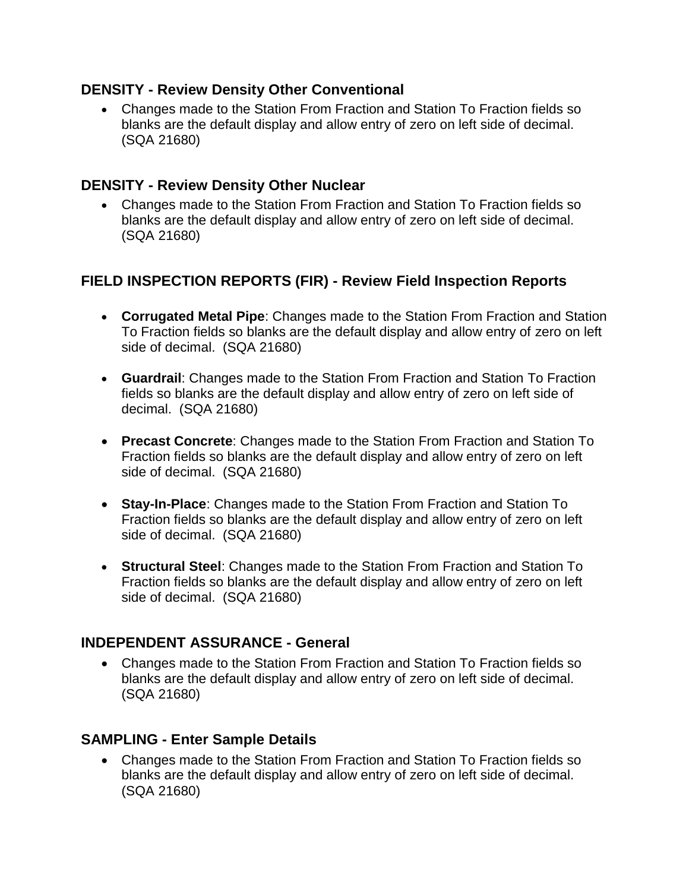### DENSITY - Review Density Other Conventional

- Changes made to the Station From Fraction and Station To Fraction fields so blanks are the default display and allow entry of zero on left side of decimal. (SQA 21680)

### DENSITY - Review Density Other Nuclear

- Changes made to the Station From Fraction and Station To Fraction fields so blanks are the default display and allow entry of zero on left side of decimal. (SQA 21680)

### FIELD INSPECTION REPORTS (FIR) - Review Field Inspection Reports

- **Corrugated Metal Pipe**: Changes made to the Station From Fraction and Station To Fraction fields so blanks are the default display and allow entry of zero on left side of decimal. (SQA 21680)

- **Guardrail**: Changes made to the Station From Fraction and Station To Fraction fields so blanks are the default display and allow entry of zero on left side of decimal. (SQA 21680)

- **Precast Concrete**: Changes made to the Station From Fraction and Station To Fraction fields so blanks are the default display and allow entry of zero on left side of decimal. (SQA 21680)

- **Stay-In-Place**: Changes made to the Station From Fraction and Station To Fraction fields so blanks are the default display and allow entry of zero on left side of decimal. (SQA 21680)

- **Structural Steel**: Changes made to the Station From Fraction and Station To Fraction fields so blanks are the default display and allow entry of zero on left side of decimal. (SQA 21680)

### INDEPENDENT ASSURANCE - General

- Changes made to the Station From Fraction and Station To Fraction fields so blanks are the default display and allow entry of zero on left side of decimal. (SQA 21680)

### SAMPLING - Enter Sample Details

- Changes made to the Station From Fraction and Station To Fraction fields so blanks are the default display and allow entry of zero on left side of decimal. (SQA 21680)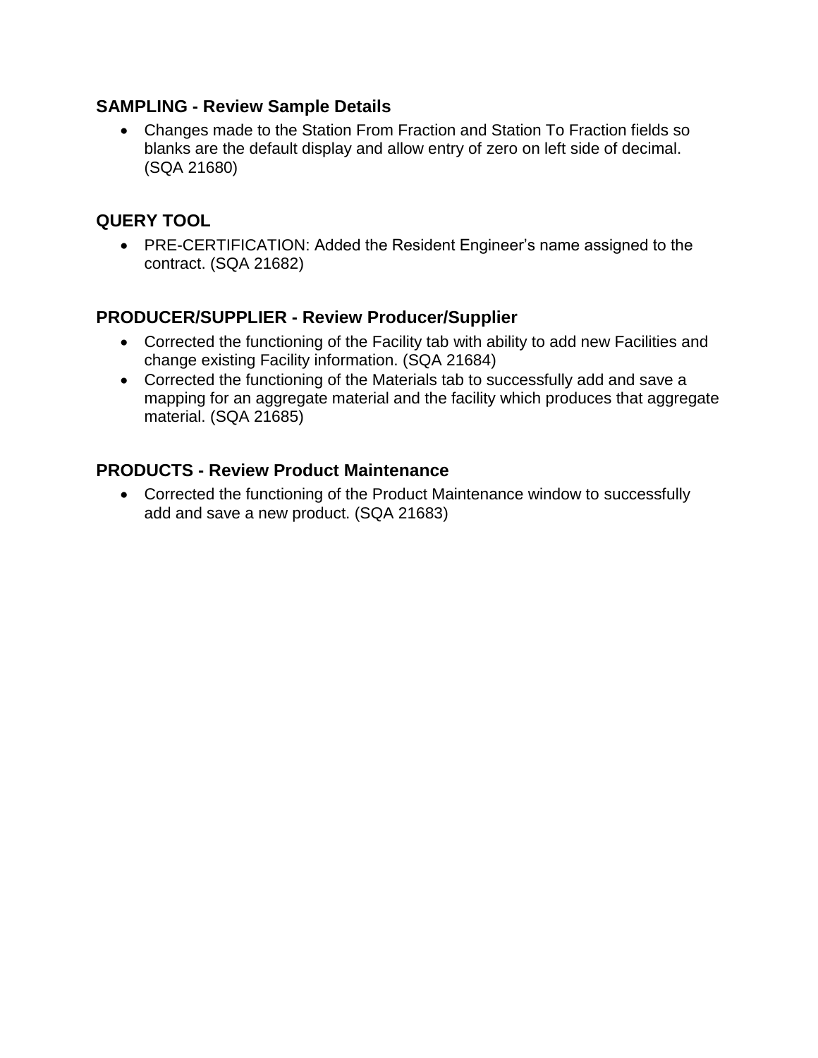## SAMPLING - Review Sample Details

- Changes made to the Station From Fraction and Station To Fraction fields so blanks are the default display and allow entry of zero on left side of decimal. (SQA 21680)

## QUERY TOOL

- PRE-CERTIFICATION: Added the Resident Engineer's name assigned to the contract. (SQA 21682)

## PRODUCER/SUPPLIER - Review Producer/Supplier

- Corrected the functioning of the Facility tab with ability to add new Facilities and change existing Facility information. (SQA 21684)
- Corrected the functioning of the Materials tab to successfully add and save a mapping for an aggregate material and the facility which produces that aggregate material. (SQA 21685)

## PRODUCTS - Review Product Maintenance

- Corrected the functioning of the Product Maintenance window to successfully add and save a new product. (SQA 21683)